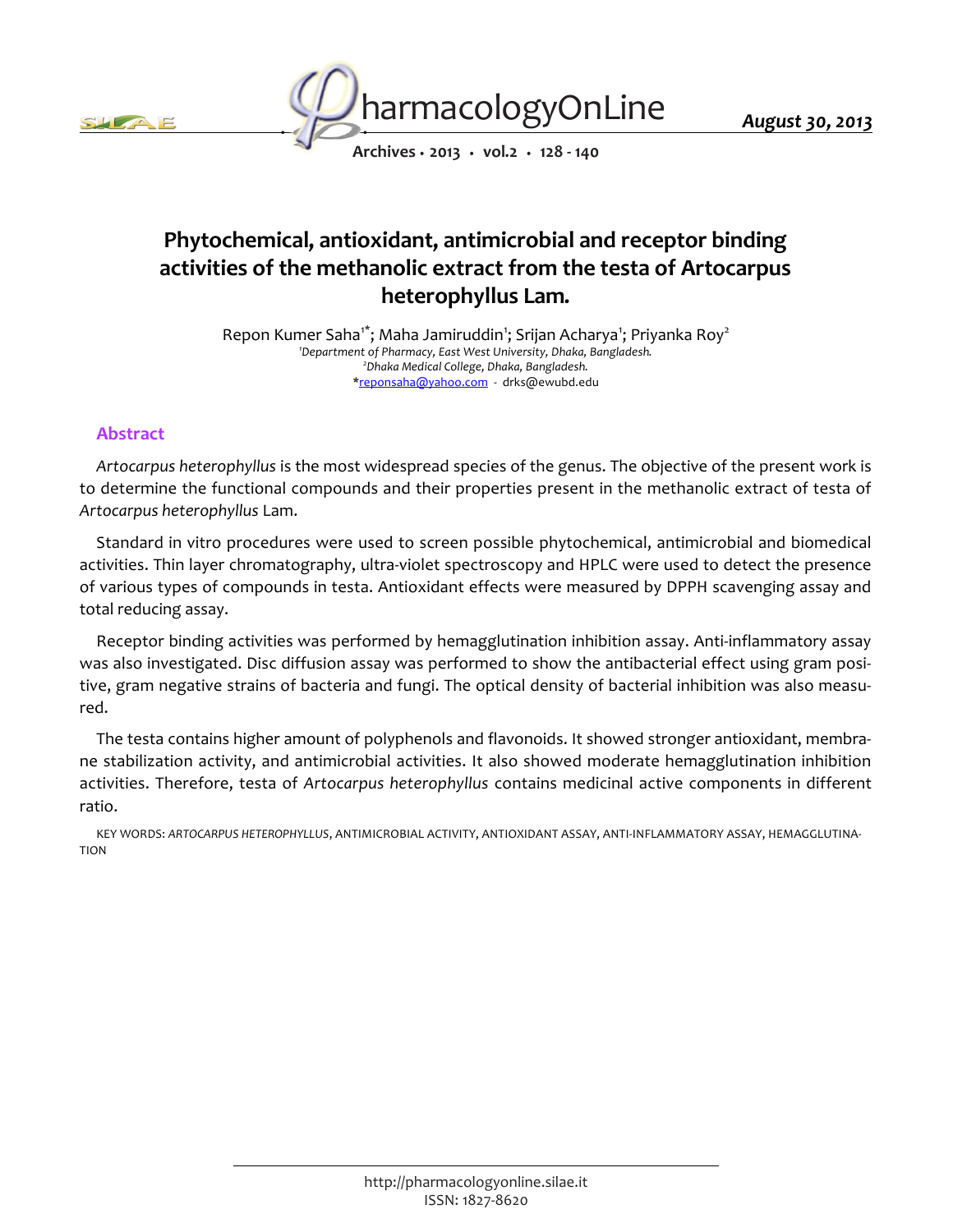# Phytochemical, antioxidant, antimicrobial and receptor binding activities of the methanolic extract from the testa of Artocarpus heterophyllus Lam.

Repon Kumer Saha[1*]; Maha Jamiruddin[1]; Srijan Acharya[1]; Priyanka Roy[2]

[1]*Department of Pharmacy, East West University, Dhaka, Bangladesh.*

[2]*Dhaka Medical College, Dhaka, Bangladesh.*

*reponsaha@yahoo.com - drks@ewubd.edu

## Abstract

*Artocarpus heterophyllus* is the most widespread species of the genus. The objective of the present work is to determine the functional compounds and their properties present in the methanolic extract of testa of *Artocarpus heterophyllus* Lam.

Standard in vitro procedures were used to screen possible phytochemical, antimicrobial and biomedical activities. Thin layer chromatography, ultra-violet spectroscopy and HPLC were used to detect the presence of various types of compounds in testa. Antioxidant effects were measured by DPPH scavenging assay and total reducing assay.

Receptor binding activities was performed by hemagglutination inhibition assay. Anti-inflammatory assay was also investigated. Disc diffusion assay was performed to show the antibacterial effect using gram positive, gram negative strains of bacteria and fungi. The optical density of bacterial inhibition was also measured.

The testa contains higher amount of polyphenols and flavonoids. It showed stronger antioxidant, membrane stabilization activity, and antimicrobial activities. It also showed moderate hemagglutination inhibition activities. Therefore, testa of *Artocarpus heterophyllus* contains medicinal active components in different ratio.

KEY WORDS: *ARTOCARPUS HETEROPHYLLUS*, ANTIMICROBIAL ACTIVITY, ANTIOXIDANT ASSAY, ANTI-INFLAMMATORY ASSAY, HEMAGGLUTINATION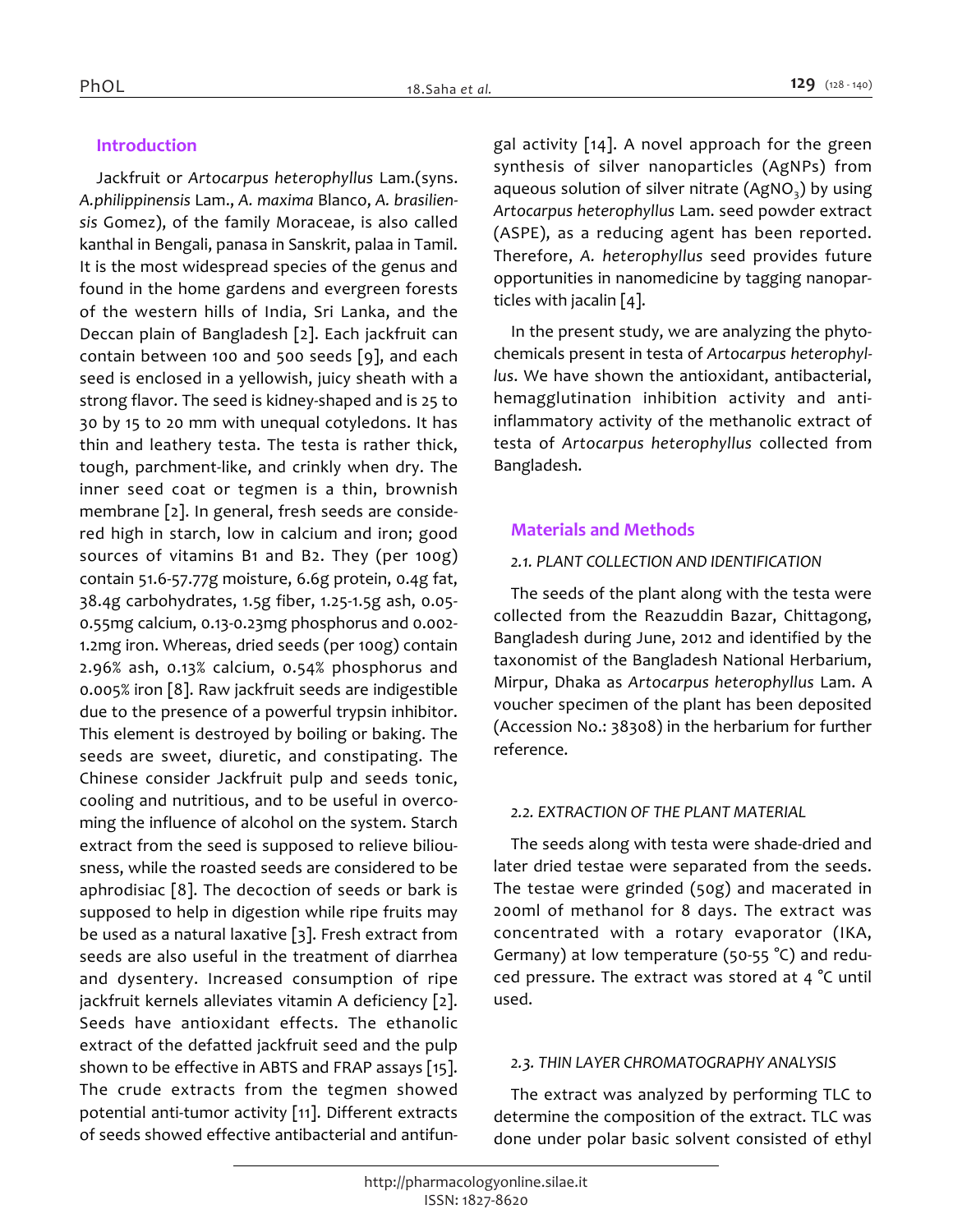## Introduction

Jackfruit or *Artocarpus heterophyllus* Lam.(syns. *A.philippinensis* Lam., *A. maxima* Blanco, *A. brasiliensis* Gomez), of the family Moraceae, is also called kanthal in Bengali, panasa in Sanskrit, palaa in Tamil. It is the most widespread species of the genus and found in the home gardens and evergreen forests of the western hills of India, Sri Lanka, and the Deccan plain of Bangladesh [2]. Each jackfruit can contain between 100 and 500 seeds [9], and each seed is enclosed in a yellowish, juicy sheath with a strong flavor. The seed is kidney-shaped and is 25 to 30 by 15 to 20 mm with unequal cotyledons. It has thin and leathery testa. The testa is rather thick, tough, parchment-like, and crinkly when dry. The inner seed coat or tegmen is a thin, brownish membrane [2]. In general, fresh seeds are considered high in starch, low in calcium and iron; good sources of vitamins B1 and B2. They (per 100g) contain 51.6-57.77g moisture, 6.6g protein, 0.4g fat, 38.4g carbohydrates, 1.5g fiber, 1.25-1.5g ash, 0.05-0.55mg calcium, 0.13-0.23mg phosphorus and 0.002-1.2mg iron. Whereas, dried seeds (per 100g) contain 2.96% ash, 0.13% calcium, 0.54% phosphorus and 0.005% iron [8]. Raw jackfruit seeds are indigestible due to the presence of a powerful trypsin inhibitor. This element is destroyed by boiling or baking. The seeds are sweet, diuretic, and constipating. The Chinese consider Jackfruit pulp and seeds tonic, cooling and nutritious, and to be useful in overcoming the influence of alcohol on the system. Starch extract from the seed is supposed to relieve biliousness, while the roasted seeds are considered to be aphrodisiac [8]. The decoction of seeds or bark is supposed to help in digestion while ripe fruits may be used as a natural laxative [3]. Fresh extract from seeds are also useful in the treatment of diarrhea and dysentery. Increased consumption of ripe jackfruit kernels alleviates vitamin A deficiency [2]. Seeds have antioxidant effects. The ethanolic extract of the defatted jackfruit seed and the pulp shown to be effective in ABTS and FRAP assays [15]. The crude extracts from the tegmen showed potential anti-tumor activity [11]. Different extracts of seeds showed effective antibacterial and antifungal activity [14]. A novel approach for the green synthesis of silver nanoparticles (AgNPs) from aqueous solution of silver nitrate ($AgNO_3$) by using *Artocarpus heterophyllus* Lam. seed powder extract (ASPE), as a reducing agent has been reported. Therefore, *A. heterophyllus* seed provides future opportunities in nanomedicine by tagging nanoparticles with jacalin [4].

In the present study, we are analyzing the phytochemicals present in testa of *Artocarpus heterophyllus*. We have shown the antioxidant, antibacterial, hemagglutination inhibition activity and anti-inflammatory activity of the methanolic extract of testa of *Artocarpus heterophyllus* collected from Bangladesh.

## Materials and Methods

### 2.1. PLANT COLLECTION AND IDENTIFICATION

The seeds of the plant along with the testa were collected from the Reazuddin Bazar, Chittagong, Bangladesh during June, 2012 and identified by the taxonomist of the Bangladesh National Herbarium, Mirpur, Dhaka as *Artocarpus heterophyllus* Lam. A voucher specimen of the plant has been deposited (Accession No.: 38308) in the herbarium for further reference.

### 2.2. EXTRACTION OF THE PLANT MATERIAL

The seeds along with testa were shade-dried and later dried testae were separated from the seeds. The testae were grinded (50g) and macerated in 200ml of methanol for 8 days. The extract was concentrated with a rotary evaporator (IKA, Germany) at low temperature (50-55 °C) and reduced pressure. The extract was stored at 4 °C until used.

### 2.3. THIN LAYER CHROMATOGRAPHY ANALYSIS

The extract was analyzed by performing TLC to determine the composition of the extract. TLC was done under polar basic solvent consisted of ethyl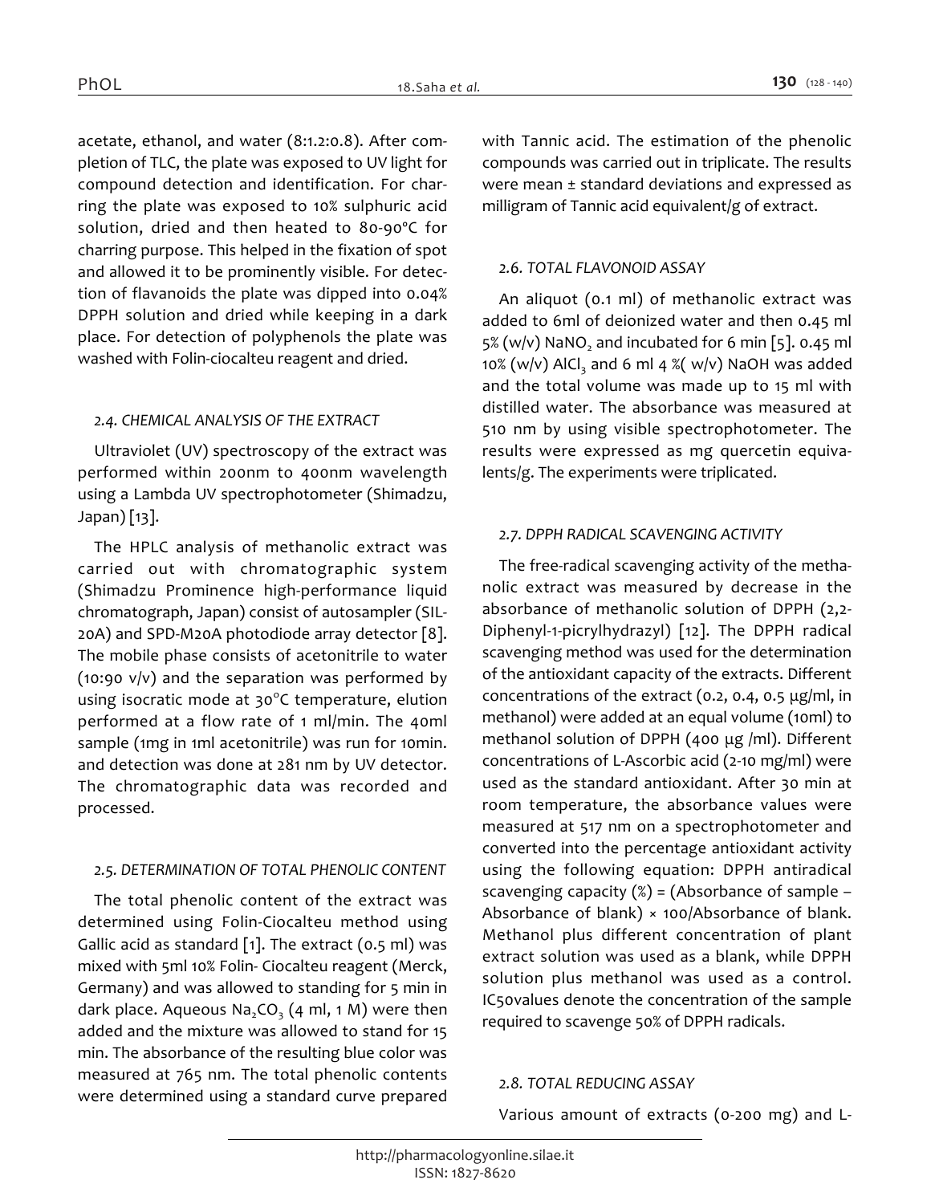acetate, ethanol, and water (8:1.2:0.8). After completion of TLC, the plate was exposed to UV light for compound detection and identification. For charring the plate was exposed to 10% sulphuric acid solution, dried and then heated to 80-90°C for charring purpose. This helped in the fixation of spot and allowed it to be prominently visible. For detection of flavanoids the plate was dipped into 0.04% DPPH solution and dried while keeping in a dark place. For detection of polyphenols the plate was washed with Folin-ciocalteu reagent and dried.

### *2.4. CHEMICAL ANALYSIS OF THE EXTRACT*

Ultraviolet (UV) spectroscopy of the extract was performed within 200nm to 400nm wavelength using a Lambda UV spectrophotometer (Shimadzu, Japan) [13].

The HPLC analysis of methanolic extract was carried out with chromatographic system (Shimadzu Prominence high-performance liquid chromatograph, Japan) consist of autosampler (SIL-20A) and SPD-M20A photodiode array detector [8]. The mobile phase consists of acetonitrile to water (10:90 v/v) and the separation was performed by using isocratic mode at 30°C temperature, elution performed at a flow rate of 1 ml/min. The 40ml sample (1mg in 1ml acetonitrile) was run for 10min. and detection was done at 281 nm by UV detector. The chromatographic data was recorded and processed.

### *2.5. DETERMINATION OF TOTAL PHENOLIC CONTENT*

The total phenolic content of the extract was determined using Folin-Ciocalteu method using Gallic acid as standard [1]. The extract (0.5 ml) was mixed with 5ml 10% Folin- Ciocalteu reagent (Merck, Germany) and was allowed to standing for 5 min in dark place. Aqueous $Na_2CO_3$ (4 ml, 1 M) were then added and the mixture was allowed to stand for 15 min. The absorbance of the resulting blue color was measured at 765 nm. The total phenolic contents were determined using a standard curve prepared with Tannic acid. The estimation of the phenolic compounds was carried out in triplicate. The results were mean ± standard deviations and expressed as milligram of Tannic acid equivalent/g of extract.

### *2.6. TOTAL FLAVONOID ASSAY*

An aliquot (0.1 ml) of methanolic extract was added to 6ml of deionized water and then 0.45 ml 5% (w/v) $NaNO_2$ and incubated for 6 min [5]. 0.45 ml 10% (w/v) $AlCl_3$ and 6 ml 4 %( w/v) NaOH was added and the total volume was made up to 15 ml with distilled water. The absorbance was measured at 510 nm by using visible spectrophotometer. The results were expressed as mg quercetin equivalents/g. The experiments were triplicated.

### *2.7. DPPH RADICAL SCAVENGING ACTIVITY*

The free-radical scavenging activity of the methanolic extract was measured by decrease in the absorbance of methanolic solution of DPPH (2,2-Diphenyl-1-picrylhydrazyl) [12]. The DPPH radical scavenging method was used for the determination of the antioxidant capacity of the extracts. Different concentrations of the extract (0.2, 0.4, 0.5 µg/ml, in methanol) were added at an equal volume (10ml) to methanol solution of DPPH (400 µg /ml). Different concentrations of L-Ascorbic acid (2-10 mg/ml) were used as the standard antioxidant. After 30 min at room temperature, the absorbance values were measured at 517 nm on a spectrophotometer and converted into the percentage antioxidant activity using the following equation: DPPH antiradical scavenging capacity (%) = (Absorbance of sample – Absorbance of blank) × 100/Absorbance of blank. Methanol plus different concentration of plant extract solution was used as a blank, while DPPH solution plus methanol was used as a control. IC50values denote the concentration of the sample required to scavenge 50% of DPPH radicals.

### *2.8. TOTAL REDUCING ASSAY*

Various amount of extracts (0-200 mg) and L-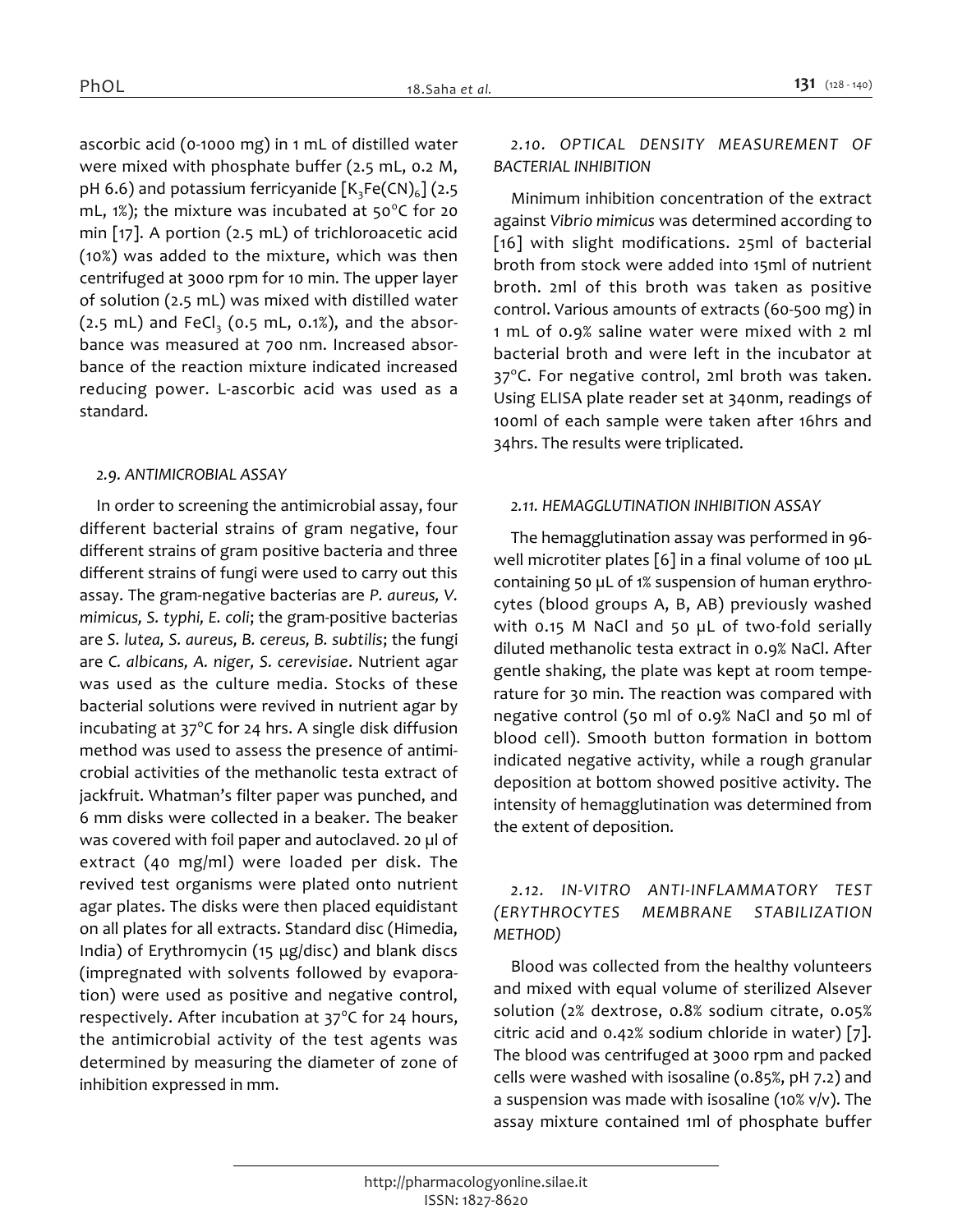ascorbic acid (0-1000 mg) in 1 mL of distilled water were mixed with phosphate buffer (2.5 mL, 0.2 M, pH 6.6) and potassium ferricyanide [$K_3Fe(CN)_6$] (2.5 mL, 1%); the mixture was incubated at 50°C for 20 min [17]. A portion (2.5 mL) of trichloroacetic acid (10%) was added to the mixture, which was then centrifuged at 3000 rpm for 10 min. The upper layer of solution (2.5 mL) was mixed with distilled water (2.5 mL) and $FeCl_3$ (0.5 mL, 0.1%), and the absorbance was measured at 700 nm. Increased absorbance of the reaction mixture indicated increased reducing power. L-ascorbic acid was used as a standard.

### *2.9. ANTIMICROBIAL ASSAY*

In order to screening the antimicrobial assay, four different bacterial strains of gram negative, four different strains of gram positive bacteria and three different strains of fungi were used to carry out this assay. The gram-negative bacterias are *P. aureus, V. mimicus, S. typhi, E. coli*; the gram-positive bacterias are *S. lutea, S. aureus, B. cereus, B. subtilis*; the fungi are *C. albicans, A. niger, S. cerevisiae*. Nutrient agar was used as the culture media. Stocks of these bacterial solutions were revived in nutrient agar by incubating at 37°C for 24 hrs. A single disk diffusion method was used to assess the presence of antimicrobial activities of the methanolic testa extract of jackfruit. Whatman's filter paper was punched, and 6 mm disks were collected in a beaker. The beaker was covered with foil paper and autoclaved. 20 µl of extract (40 mg/ml) were loaded per disk. The revived test organisms were plated onto nutrient agar plates. The disks were then placed equidistant on all plates for all extracts. Standard disc (Himedia, India) of Erythromycin (15 µg/disc) and blank discs (impregnated with solvents followed by evaporation) were used as positive and negative control, respectively. After incubation at 37°C for 24 hours, the antimicrobial activity of the test agents was determined by measuring the diameter of zone of inhibition expressed in mm.

### *2.10. OPTICAL DENSITY MEASUREMENT OF BACTERIAL INHIBITION*

Minimum inhibition concentration of the extract against *Vibrio mimicus* was determined according to [16] with slight modifications. 25ml of bacterial broth from stock were added into 15ml of nutrient broth. 2ml of this broth was taken as positive control. Various amounts of extracts (60-500 mg) in 1 mL of 0.9% saline water were mixed with 2 ml bacterial broth and were left in the incubator at 37°C. For negative control, 2ml broth was taken. Using ELISA plate reader set at 340nm, readings of 100ml of each sample were taken after 16hrs and 34hrs. The results were triplicated.

### *2.11. HEMAGGLUTINATION INHIBITION ASSAY*

The hemagglutination assay was performed in 96-well microtiter plates [6] in a final volume of 100 µL containing 50 µL of 1% suspension of human erythrocytes (blood groups A, B, AB) previously washed with 0.15 M NaCl and 50 µL of two-fold serially diluted methanolic testa extract in 0.9% NaCl. After gentle shaking, the plate was kept at room temperature for 30 min. The reaction was compared with negative control (50 ml of 0.9% NaCl and 50 ml of blood cell). Smooth button formation in bottom indicated negative activity, while a rough granular deposition at bottom showed positive activity. The intensity of hemagglutination was determined from the extent of deposition.

### *2.12. IN-VITRO ANTI-INFLAMMATORY TEST (ERYTHROCYTES MEMBRANE STABILIZATION METHOD)*

Blood was collected from the healthy volunteers and mixed with equal volume of sterilized Alsever solution (2% dextrose, 0.8% sodium citrate, 0.05% citric acid and 0.42% sodium chloride in water) [7]. The blood was centrifuged at 3000 rpm and packed cells were washed with isosaline (0.85%, pH 7.2) and a suspension was made with isosaline (10% v/v). The assay mixture contained 1ml of phosphate buffer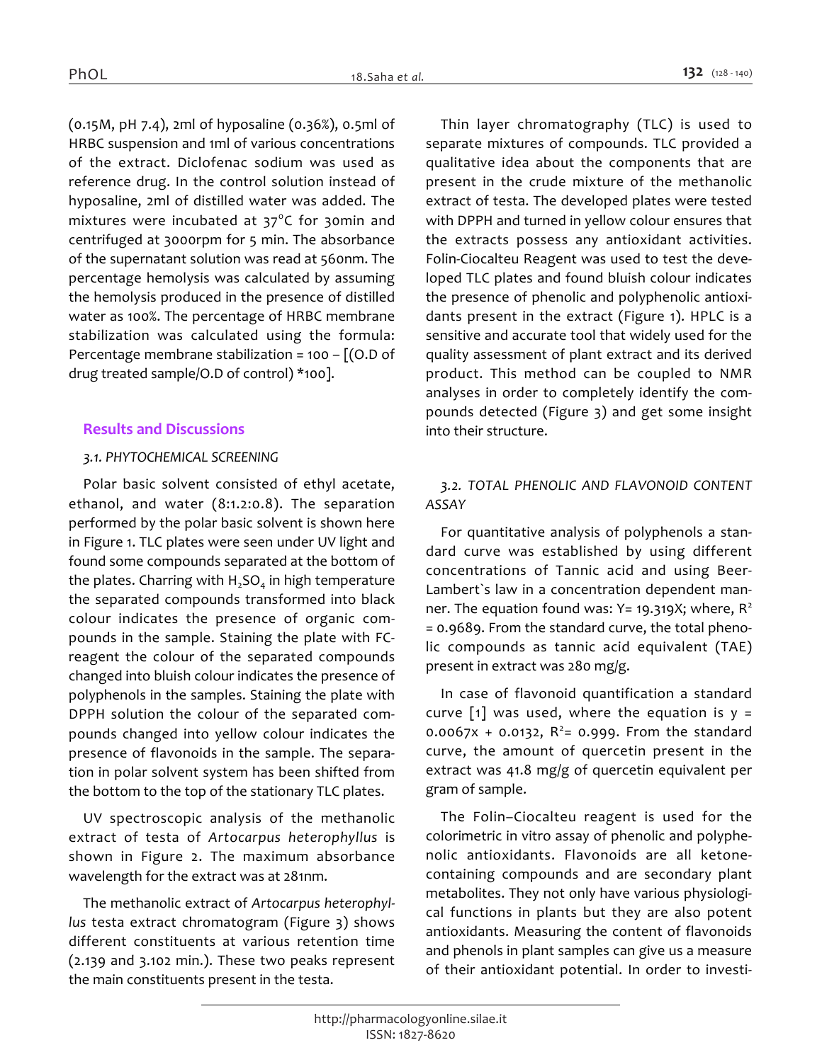(0.15M, pH 7.4), 2ml of hyposaline (0.36%), 0.5ml of HRBC suspension and 1ml of various concentrations of the extract. Diclofenac sodium was used as reference drug. In the control solution instead of hyposaline, 2ml of distilled water was added. The mixtures were incubated at 37°C for 30min and centrifuged at 3000rpm for 5 min. The absorbance of the supernatant solution was read at 560nm. The percentage hemolysis was calculated by assuming the hemolysis produced in the presence of distilled water as 100%. The percentage of HRBC membrane stabilization was calculated using the formula: Percentage membrane stabilization = 100 – [(O.D of drug treated sample/O.D of control) *100].

## Results and Discussions

### *3.1. PHYTOCHEMICAL SCREENING*

Polar basic solvent consisted of ethyl acetate, ethanol, and water (8:1.2:0.8). The separation performed by the polar basic solvent is shown here in Figure 1. TLC plates were seen under UV light and found some compounds separated at the bottom of the plates. Charring with $H_2SO_4$ in high temperature the separated compounds transformed into black colour indicates the presence of organic compounds in the sample. Staining the plate with FC-reagent the colour of the separated compounds changed into bluish colour indicates the presence of polyphenols in the samples. Staining the plate with DPPH solution the colour of the separated compounds changed into yellow colour indicates the presence of flavonoids in the sample. The separation in polar solvent system has been shifted from the bottom to the top of the stationary TLC plates.

UV spectroscopic analysis of the methanolic extract of testa of *Artocarpus heterophyllus* is shown in Figure 2. The maximum absorbance wavelength for the extract was at 281nm.

The methanolic extract of *Artocarpus heterophyllus* testa extract chromatogram (Figure 3) shows different constituents at various retention time (2.139 and 3.102 min.). These two peaks represent the main constituents present in the testa.

Thin layer chromatography (TLC) is used to separate mixtures of compounds. TLC provided a qualitative idea about the components that are present in the crude mixture of the methanolic extract of testa. The developed plates were tested with DPPH and turned in yellow colour ensures that the extracts possess any antioxidant activities. Folin-Ciocalteu Reagent was used to test the developed TLC plates and found bluish colour indicates the presence of phenolic and polyphenolic antioxidants present in the extract (Figure 1). HPLC is a sensitive and accurate tool that widely used for the quality assessment of plant extract and its derived product. This method can be coupled to NMR analyses in order to completely identify the compounds detected (Figure 3) and get some insight into their structure.

### *3.2. TOTAL PHENOLIC AND FLAVONOID CONTENT ASSAY*

For quantitative analysis of polyphenols a standard curve was established by using different concentrations of Tannic acid and using Beer-Lambert`s law in a concentration dependent manner. The equation found was: $Y = 19.319X$; where, $R^2 = 0.9689$. From the standard curve, the total phenolic compounds as tannic acid equivalent (TAE) present in extract was 280 mg/g.

In case of flavonoid quantification a standard curve [1] was used, where the equation is $y = 0.0067x + 0.0132$, $R^2 = 0.999$. From the standard curve, the amount of quercetin present in the extract was 41.8 mg/g of quercetin equivalent per gram of sample.

The Folin–Ciocalteu reagent is used for the colorimetric in vitro assay of phenolic and polyphenolic antioxidants. Flavonoids are all ketone-containing compounds and are secondary plant metabolites. They not only have various physiological functions in plants but they are also potent antioxidants. Measuring the content of flavonoids and phenols in plant samples can give us a measure of their antioxidant potential. In order to investi-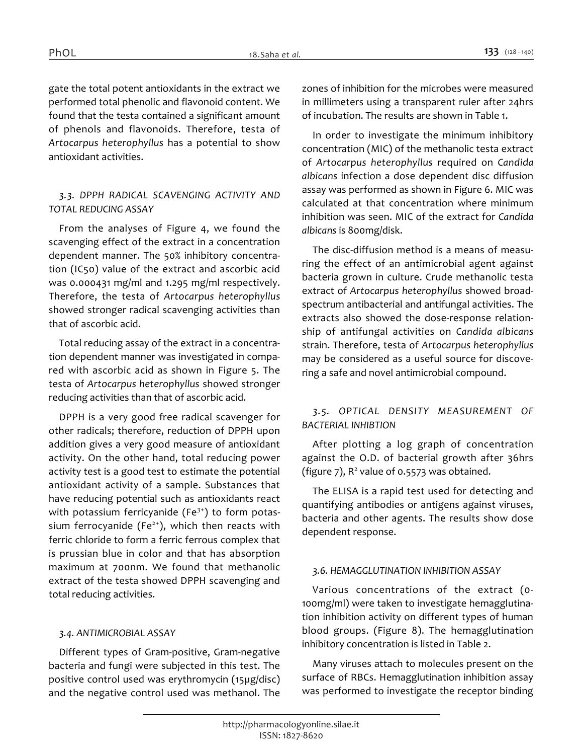gate the total potent antioxidants in the extract we performed total phenolic and flavonoid content. We found that the testa contained a significant amount of phenols and flavonoids. Therefore, testa of *Artocarpus heterophyllus* has a potential to show antioxidant activities.

### *3.3. DPPH RADICAL SCAVENGING ACTIVITY AND TOTAL REDUCING ASSAY*

From the analyses of Figure 4, we found the scavenging effect of the extract in a concentration dependent manner. The 50% inhibitory concentration (IC50) value of the extract and ascorbic acid was 0.000431 mg/ml and 1.295 mg/ml respectively. Therefore, the testa of *Artocarpus heterophyllus* showed stronger radical scavenging activities than that of ascorbic acid.

Total reducing assay of the extract in a concentration dependent manner was investigated in compared with ascorbic acid as shown in Figure 5. The testa of *Artocarpus heterophyllus* showed stronger reducing activities than that of ascorbic acid.

DPPH is a very good free radical scavenger for other radicals; therefore, reduction of DPPH upon addition gives a very good measure of antioxidant activity. On the other hand, total reducing power activity test is a good test to estimate the potential antioxidant activity of a sample. Substances that have reducing potential such as antioxidants react with potassium ferricyanide ($Fe^{3+}$) to form potassium ferrocyanide ($Fe^{2+}$), which then reacts with ferric chloride to form a ferric ferrous complex that is prussian blue in color and that has absorption maximum at 700nm. We found that methanolic extract of the testa showed DPPH scavenging and total reducing activities.

### *3.4. ANTIMICROBIAL ASSAY*

Different types of Gram-positive, Gram-negative bacteria and fungi were subjected in this test. The positive control used was erythromycin (15μg/disc) and the negative control used was methanol. The zones of inhibition for the microbes were measured in millimeters using a transparent ruler after 24hrs of incubation. The results are shown in Table 1.

In order to investigate the minimum inhibitory concentration (MIC) of the methanolic testa extract of *Artocarpus heterophyllus* required on *Candida albicans* infection a dose dependent disc diffusion assay was performed as shown in Figure 6. MIC was calculated at that concentration where minimum inhibition was seen. MIC of the extract for *Candida albicans* is 800mg/disk.

The disc-diffusion method is a means of measuring the effect of an antimicrobial agent against bacteria grown in culture. Crude methanolic testa extract of *Artocarpus heterophyllus* showed broad-spectrum antibacterial and antifungal activities. The extracts also showed the dose-response relationship of antifungal activities on *Candida albicans* strain. Therefore, testa of *Artocarpus heterophyllus* may be considered as a useful source for discovering a safe and novel antimicrobial compound.

### *3.5. OPTICAL DENSITY MEASUREMENT OF BACTERIAL INHIBTION*

After plotting a log graph of concentration against the O.D. of bacterial growth after 36hrs (figure 7), $R^2$ value of 0.5573 was obtained.

The ELISA is a rapid test used for detecting and quantifying antibodies or antigens against viruses, bacteria and other agents. The results show dose dependent response.

### *3.6. HEMAGGLUTINATION INHIBITION ASSAY*

Various concentrations of the extract (0-100mg/ml) were taken to investigate hemagglutination inhibition activity on different types of human blood groups. (Figure 8). The hemagglutination inhibitory concentration is listed in Table 2.

Many viruses attach to molecules present on the surface of RBCs. Hemagglutination inhibition assay was performed to investigate the receptor binding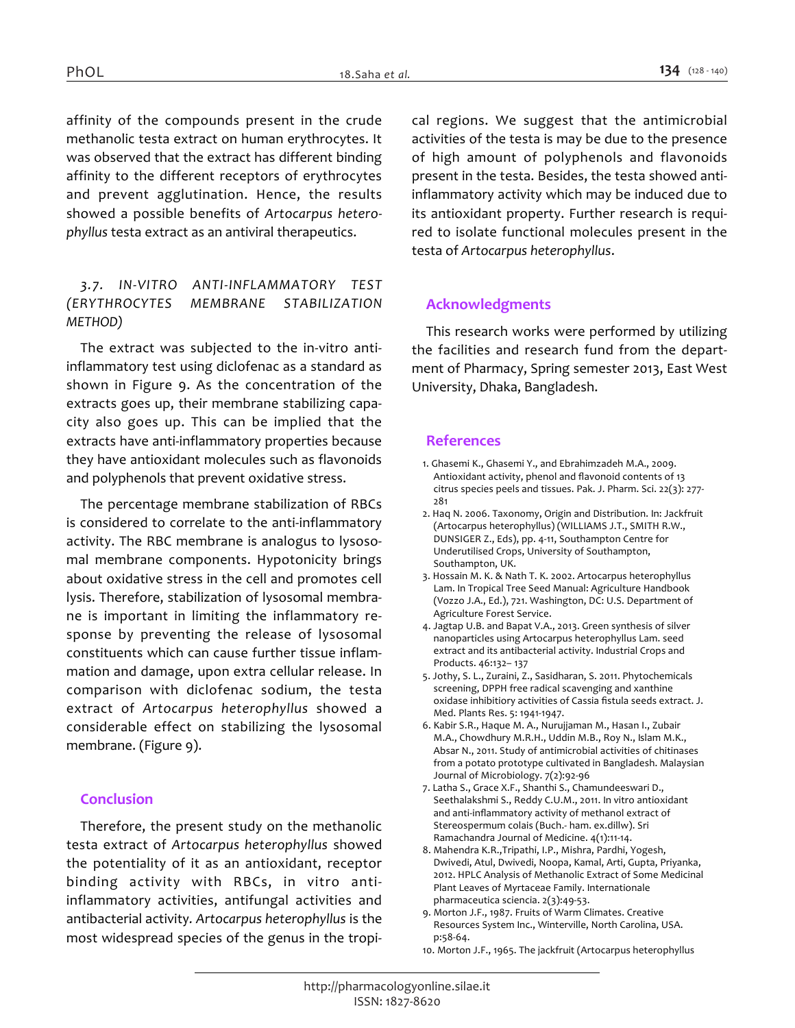affinity of the compounds present in the crude methanolic testa extract on human erythrocytes. It was observed that the extract has different binding affinity to the different receptors of erythrocytes and prevent agglutination. Hence, the results showed a possible benefits of *Artocarpus heterophyllus* testa extract as an antiviral therapeutics.

### 3.7. IN-VITRO ANTI-INFLAMMATORY TEST (ERYTHROCYTES MEMBRANE STABILIZATION METHOD)

The extract was subjected to the in-vitro anti-inflammatory test using diclofenac as a standard as shown in Figure 9. As the concentration of the extracts goes up, their membrane stabilizing capacity also goes up. This can be implied that the extracts have anti-inflammatory properties because they have antioxidant molecules such as flavonoids and polyphenols that prevent oxidative stress.

The percentage membrane stabilization of RBCs is considered to correlate to the anti-inflammatory activity. The RBC membrane is analogus to lysosomal membrane components. Hypotonicity brings about oxidative stress in the cell and promotes cell lysis. Therefore, stabilization of lysosomal membrane is important in limiting the inflammatory response by preventing the release of lysosomal constituents which can cause further tissue inflammation and damage, upon extra cellular release. In comparison with diclofenac sodium, the testa extract of *Artocarpus heterophyllus* showed a considerable effect on stabilizing the lysosomal membrane. (Figure 9).

## Conclusion

Therefore, the present study on the methanolic testa extract of *Artocarpus heterophyllus* showed the potentiality of it as an antioxidant, receptor binding activity with RBCs, in vitro anti-inflammatory activities, antifungal activities and antibacterial activity. *Artocarpus heterophyllus* is the most widespread species of the genus in the tropical regions. We suggest that the antimicrobial activities of the testa is may be due to the presence of high amount of polyphenols and flavonoids present in the testa. Besides, the testa showed anti-inflammatory activity which may be induced due to its antioxidant property. Further research is required to isolate functional molecules present in the testa of *Artocarpus heterophyllus*.

## Acknowledgments

This research works were performed by utilizing the facilities and research fund from the department of Pharmacy, Spring semester 2013, East West University, Dhaka, Bangladesh.

## References

1. Ghasemi K., Ghasemi Y., and Ebrahimzadeh M.A., 2009. Antioxidant activity, phenol and flavonoid contents of 13 citrus species peels and tissues. Pak. J. Pharm. Sci. 22(3): 277-281
2. Haq N. 2006. Taxonomy, Origin and Distribution. In: Jackfruit (Artocarpus heterophyllus) (WILLIAMS J.T., SMITH R.W., DUNSIGER Z., Eds), pp. 4-11, Southampton Centre for Underutilised Crops, University of Southampton, Southampton, UK.
3. Hossain M. K. & Nath T. K. 2002. Artocarpus heterophyllus Lam. In Tropical Tree Seed Manual: Agriculture Handbook (Vozzo J.A., Ed.), 721. Washington, DC: U.S. Department of Agriculture Forest Service.
4. Jagtap U.B. and Bapat V.A., 2013. Green synthesis of silver nanoparticles using Artocarpus heterophyllus Lam. seed extract and its antibacterial activity. Industrial Crops and Products. 46:132– 137
5. Jothy, S. L., Zuraini, Z., Sasidharan, S. 2011. Phytochemicals screening, DPPH free radical scavenging and xanthine oxidase inhibitiory activities of Cassia fistula seeds extract. J. Med. Plants Res. 5: 1941-1947.
6. Kabir S.R., Haque M. A., Nurujjaman M., Hasan I., Zubair M.A., Chowdhury M.R.H., Uddin M.B., Roy N., Islam M.K., Absar N., 2011. Study of antimicrobial activities of chitinases from a potato prototype cultivated in Bangladesh. Malaysian Journal of Microbiology. 7(2):92-96
7. Latha S., Grace X.F., Shanthi S., Chamundeeswari D., Seethalakshmi S., Reddy C.U.M., 2011. In vitro antioxidant and anti-inflammatory activity of methanol extract of Stereospermum colais (Buch.- ham. ex.dillw). Sri Ramachandra Journal of Medicine. 4(1):11-14.
8. Mahendra K.R.,Tripathi, I.P., Mishra, Pardhi, Yogesh, Dwivedi, Atul, Dwivedi, Noopa, Kamal, Arti, Gupta, Priyanka, 2012. HPLC Analysis of Methanolic Extract of Some Medicinal Plant Leaves of Myrtaceae Family. Internationale pharmaceutica sciencia. 2(3):49-53.
9. Morton J.F., 1987. Fruits of Warm Climates. Creative Resources System Inc., Winterville, North Carolina, USA. p:58-64.
10. Morton J.F., 1965. The jackfruit (Artocarpus heterophyllus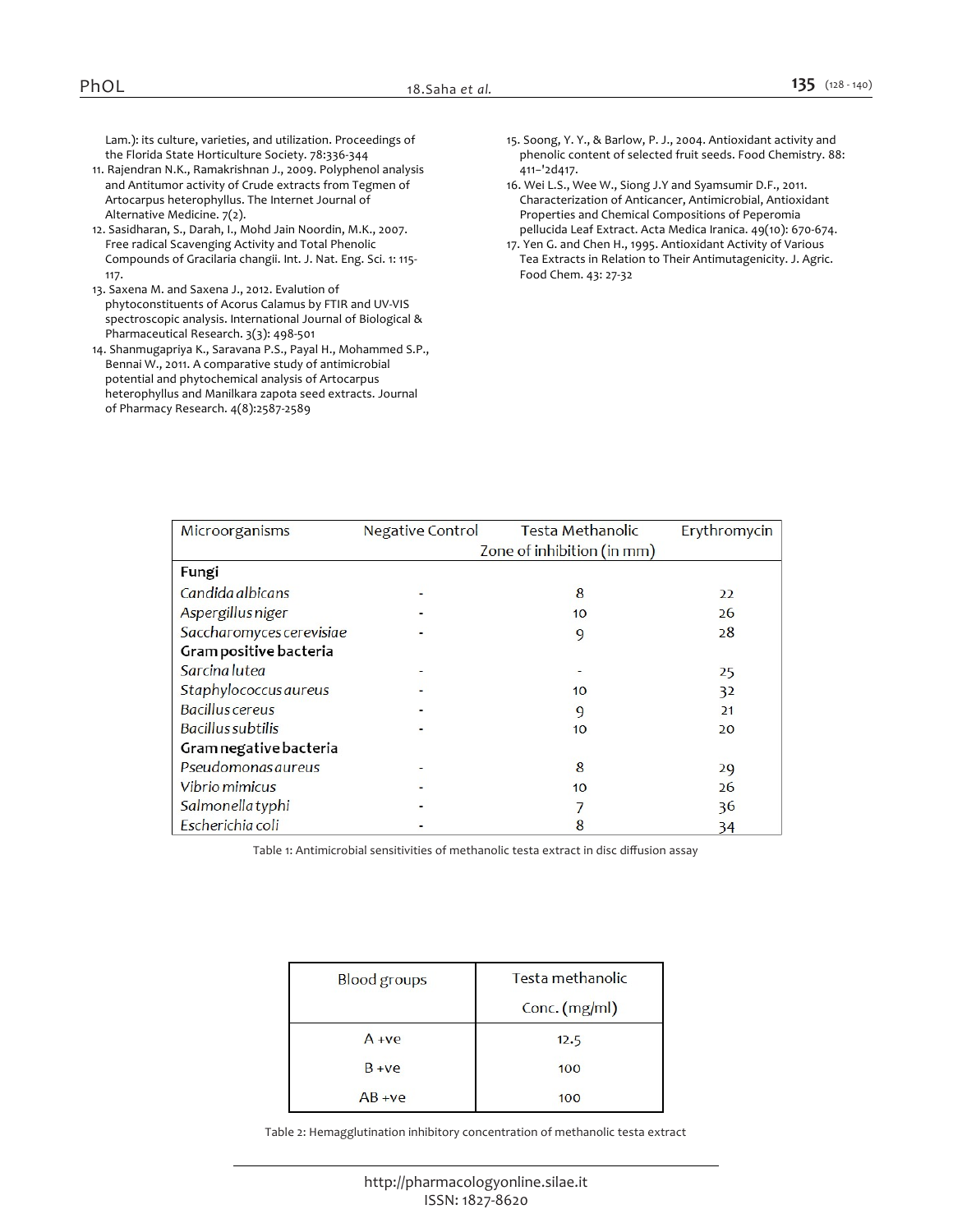Lam.): its culture, varieties, and utilization. Proceedings of the Florida State Horticulture Society. 78:336-344

11. Rajendran N.K., Ramakrishnan J., 2009. Polyphenol analysis and Antitumor activity of Crude extracts from Tegmen of Artocarpus heterophyllus. The Internet Journal of Alternative Medicine. 7(2).
12. Sasidharan, S., Darah, I., Mohd Jain Noordin, M.K., 2007. Free radical Scavenging Activity and Total Phenolic Compounds of Gracilaria changii. Int. J. Nat. Eng. Sci. 1: 115-117.
13. Saxena M. and Saxena J., 2012. Evalution of phytoconstituents of Acorus Calamus by FTIR and UV-VIS spectroscopic analysis. International Journal of Biological & Pharmaceutical Research. 3(3): 498-501
14. Shanmugapriya K., Saravana P.S., Payal H., Mohammed S.P., Bennai W., 2011. A comparative study of antimicrobial potential and phytochemical analysis of Artocarpus heterophyllus and Manilkara zapota seed extracts. Journal of Pharmacy Research. 4(8):2587-2589
15. Soong, Y. Y., & Barlow, P. J., 2004. Antioxidant activity and phenolic content of selected fruit seeds. Food Chemistry. 88: 411–'2d417.
16. Wei L.S., Wee W., Siong J.Y and Syamsumir D.F., 2011. Characterization of Anticancer, Antimicrobial, Antioxidant Properties and Chemical Compositions of Peperomia pellucida Leaf Extract. Acta Medica Iranica. 49(10): 670-674.
17. Yen G. and Chen H., 1995. Antioxidant Activity of Various Tea Extracts in Relation to Their Antimutagenicity. J. Agric. Food Chem. 43: 27-32

| Microorganisms | Negative Control | Testa Methanolic | Erythromycin |
|---|---|---|---|
| | | Zone of inhibition (in mm) | |
| **Fungi** | | | |
| *Candida albicans* | - | 8 | 22 |
| *Aspergillus niger* | - | 10 | 26 |
| *Saccharomyces cerevisiae* | - | 9 | 28 |
| **Gram positive bacteria** | | | |
| *Sarcina lutea* | - | - | 25 |
| *Staphylococcus aureus* | - | 10 | 32 |
| *Bacillus cereus* | - | 9 | 21 |
| *Bacillus subtilis* | - | 10 | 20 |
| **Gram negative bacteria** | | | |
| *Pseudomonas aureus* | - | 8 | 29 |
| *Vibrio mimicus* | - | 10 | 26 |
| *Salmonella typhi* | - | 7 | 36 |
| *Escherichia coli* | - | 8 | 34 |

Table 1: Antimicrobial sensitivities of methanolic testa extract in disc diffusion assay

| Blood groups | Testa methanolic Conc. (mg/ml) |
|---|---|
| A +ve | 12.5 |
| B +ve | 100 |
| AB +ve | 100 |

Table 2: Hemagglutination inhibitory concentration of methanolic testa extract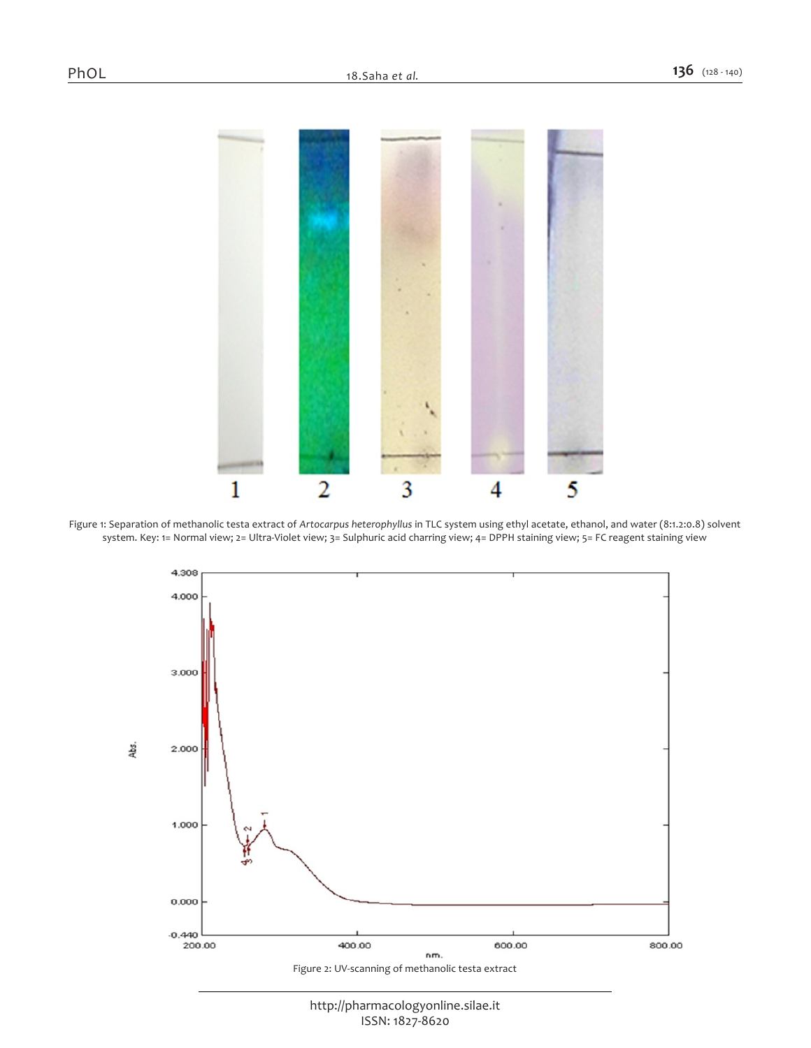Figure 1: Separation of methanolic testa extract of *Artocarpus heterophyllus* in TLC system using ethyl acetate, ethanol, and water (8:1.2:0.8) solvent system. Key: 1= Normal view; 2= Ultra-Violet view; 3= Sulphuric acid charring view; 4= DPPH staining view; 5= FC reagent staining view

Figure 2: UV-scanning of methanolic testa extract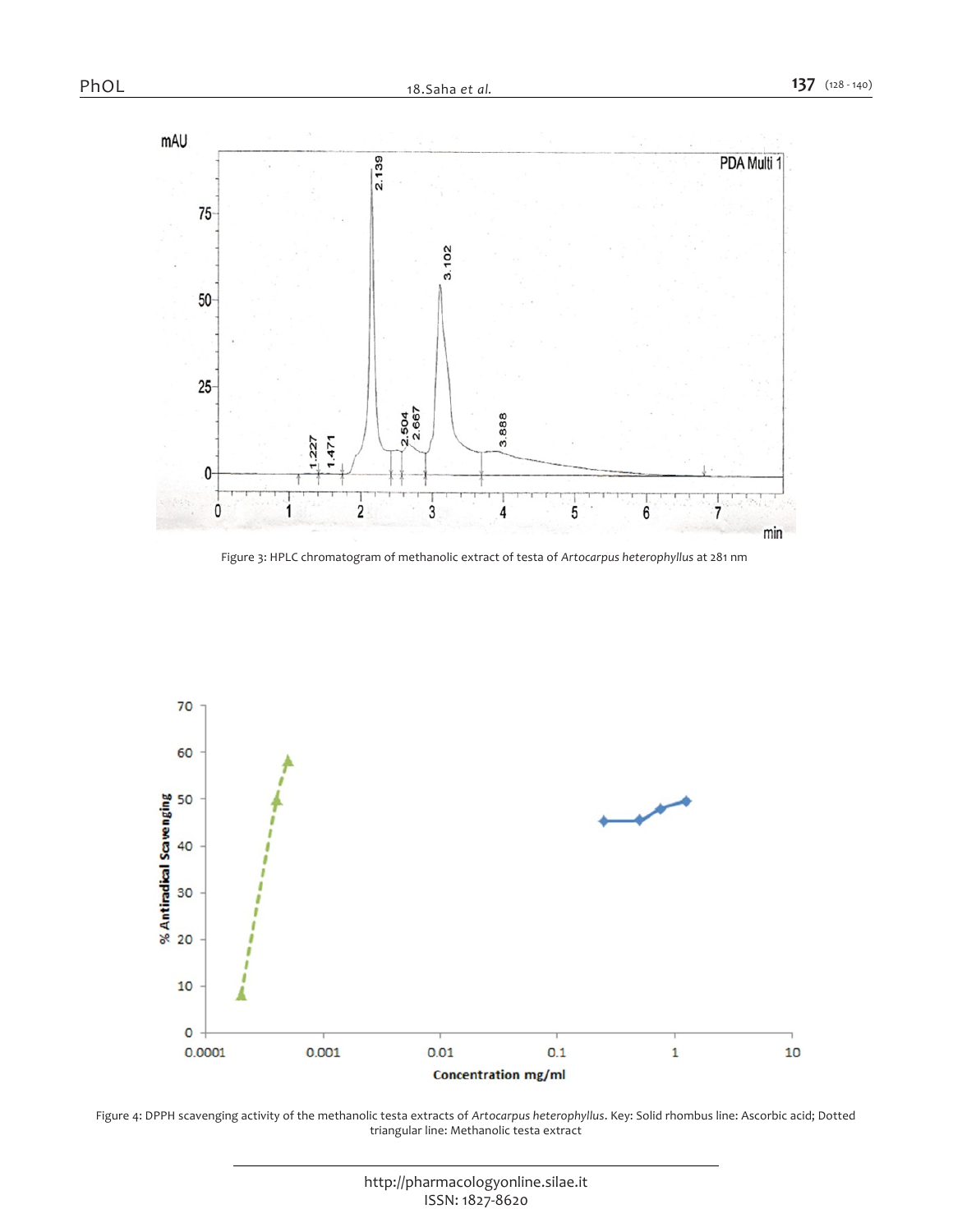Figure 3: HPLC chromatogram of methanolic extract of testa of *Artocarpus heterophyllus* at 281 nm

Figure 4: DPPH scavenging activity of the methanolic testa extracts of *Artocarpus heterophyllus*. Key: Solid rhombus line: Ascorbic acid; Dotted triangular line: Methanolic testa extract

http://pharmacologyonline.silae.it
ISSN: 1827-8620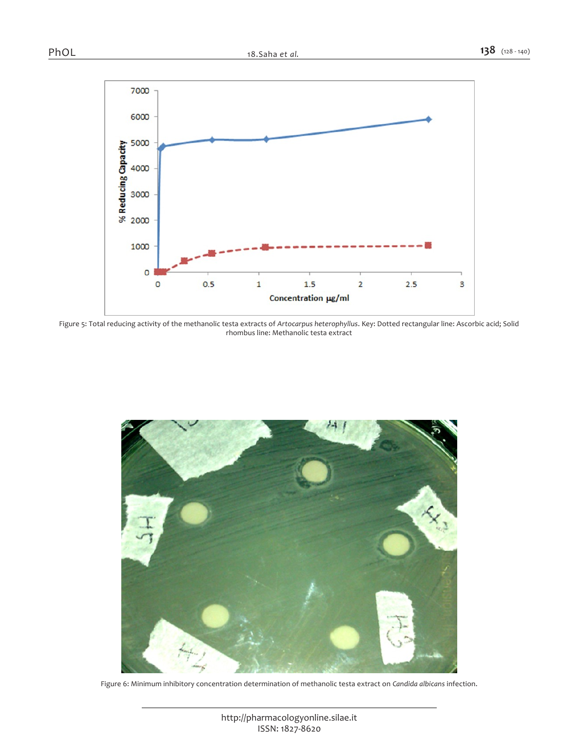Figure 5: Total reducing activity of the methanolic testa extracts of *Artocarpus heterophyllus*. Key: Dotted rectangular line: Ascorbic acid; Solid rhombus line: Methanolic testa extract

Figure 6: Minimum inhibitory concentration determination of methanolic testa extract on *Candida albicans* infection.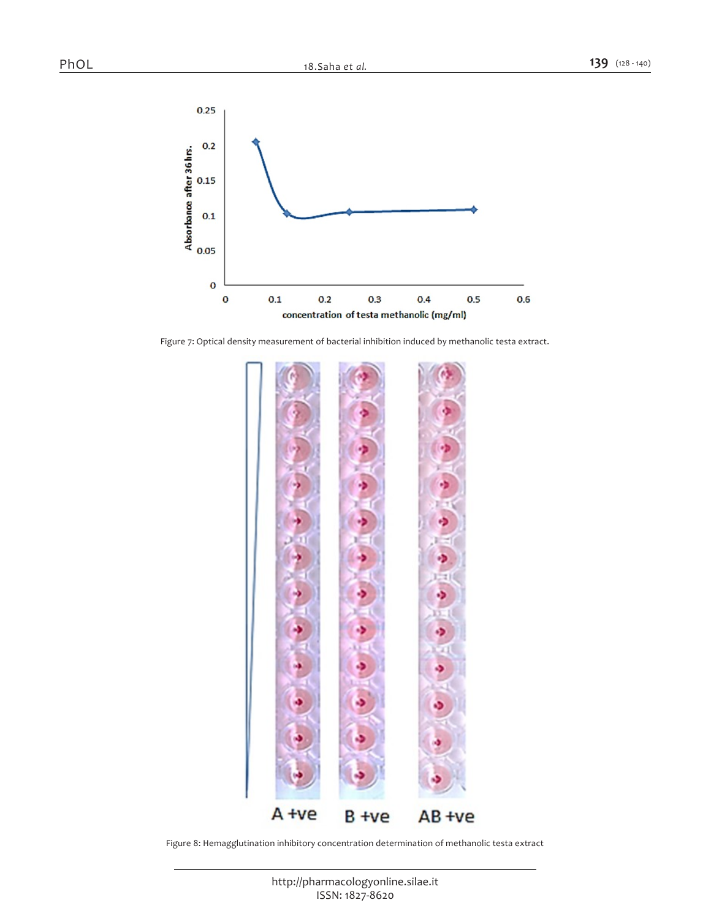Figure 7: Optical density measurement of bacterial inhibition induced by methanolic testa extract.

Figure 8: Hemagglutination inhibitory concentration determination of methanolic testa extract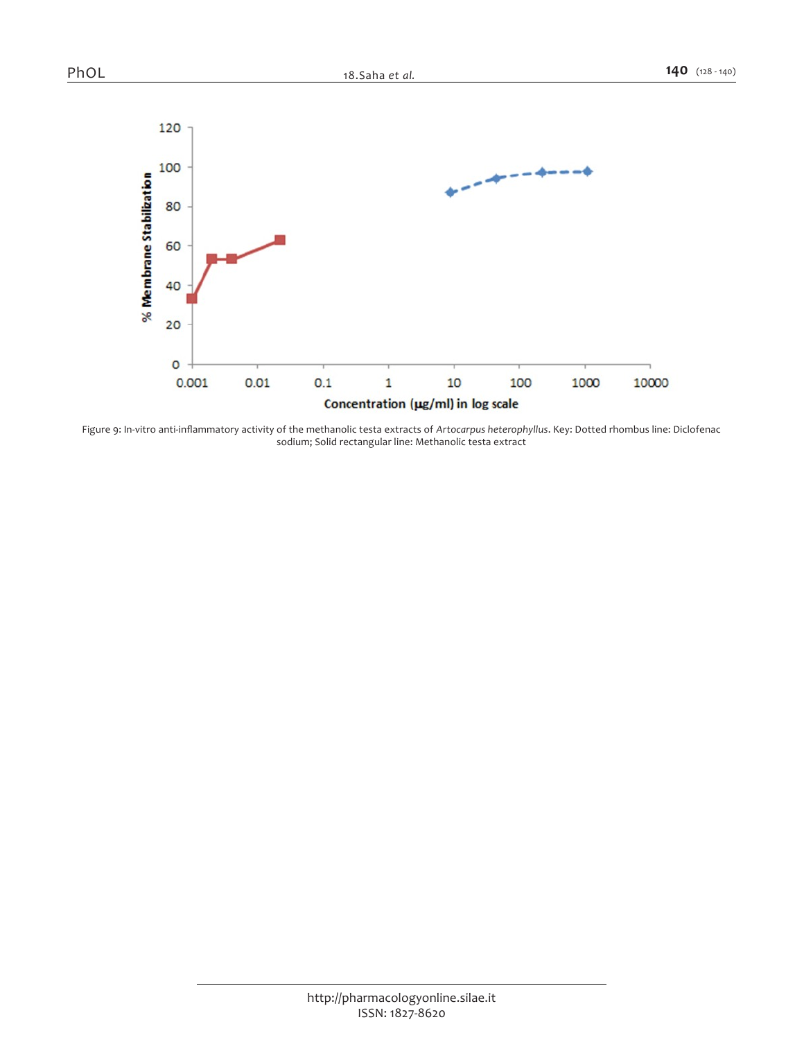120
100
80
60
40
20
0

% Membrane Stabilization

0.001
0.01
0.1
1
10
100
1000
10000

Concentration (μg/ml) in log scale

Figure 9: In-vitro anti-inflammatory activity of the methanolic testa extracts of *Artocarpus heterophyllus*. Key: Dotted rhombus line: Diclofenac sodium; Solid rectangular line: Methanolic testa extract